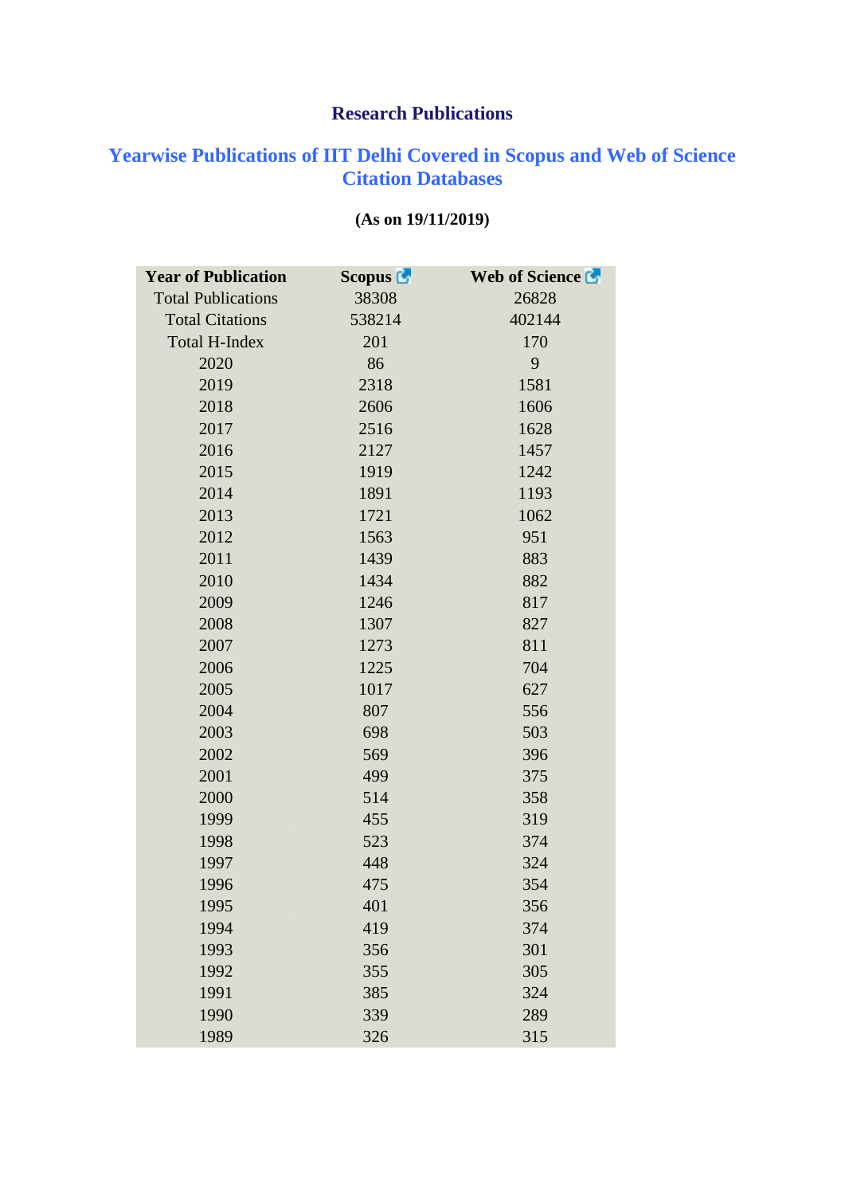## Research Publications

### Yearwise Publications of IIT Delhi Covered in Scopus and Web of Science Citation Databases

**(As on 19/11/2019)**

| Year of Publication | Scopus | Web of Science |
|---|---|---|
| Total Publications | 38308 | 26828 |
| Total Citations | 538214 | 402144 |
| Total H-Index | 201 | 170 |
| 2020 | 86 | 9 |
| 2019 | 2318 | 1581 |
| 2018 | 2606 | 1606 |
| 2017 | 2516 | 1628 |
| 2016 | 2127 | 1457 |
| 2015 | 1919 | 1242 |
| 2014 | 1891 | 1193 |
| 2013 | 1721 | 1062 |
| 2012 | 1563 | 951 |
| 2011 | 1439 | 883 |
| 2010 | 1434 | 882 |
| 2009 | 1246 | 817 |
| 2008 | 1307 | 827 |
| 2007 | 1273 | 811 |
| 2006 | 1225 | 704 |
| 2005 | 1017 | 627 |
| 2004 | 807 | 556 |
| 2003 | 698 | 503 |
| 2002 | 569 | 396 |
| 2001 | 499 | 375 |
| 2000 | 514 | 358 |
| 1999 | 455 | 319 |
| 1998 | 523 | 374 |
| 1997 | 448 | 324 |
| 1996 | 475 | 354 |
| 1995 | 401 | 356 |
| 1994 | 419 | 374 |
| 1993 | 356 | 301 |
| 1992 | 355 | 305 |
| 1991 | 385 | 324 |
| 1990 | 339 | 289 |
| 1989 | 326 | 315 |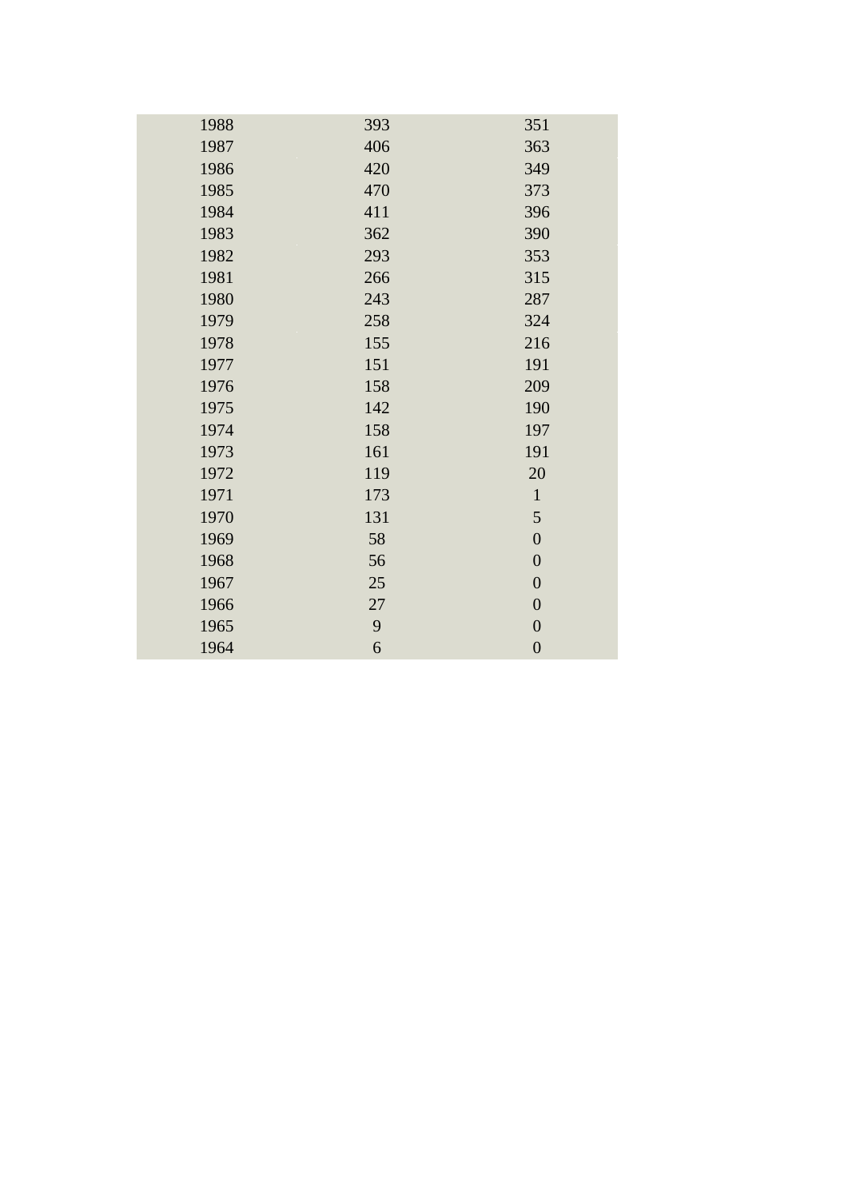| | | |
|---|---|---|
| 1988 | 393 | 351 |
| 1987 | 406 | 363 |
| 1986 | 420 | 349 |
| 1985 | 470 | 373 |
| 1984 | 411 | 396 |
| 1983 | 362 | 390 |
| 1982 | 293 | 353 |
| 1981 | 266 | 315 |
| 1980 | 243 | 287 |
| 1979 | 258 | 324 |
| 1978 | 155 | 216 |
| 1977 | 151 | 191 |
| 1976 | 158 | 209 |
| 1975 | 142 | 190 |
| 1974 | 158 | 197 |
| 1973 | 161 | 191 |
| 1972 | 119 | 20 |
| 1971 | 173 | 1 |
| 1970 | 131 | 5 |
| 1969 | 58 | 0 |
| 1968 | 56 | 0 |
| 1967 | 25 | 0 |
| 1966 | 27 | 0 |
| 1965 | 9 | 0 |
| 1964 | 6 | 0 |